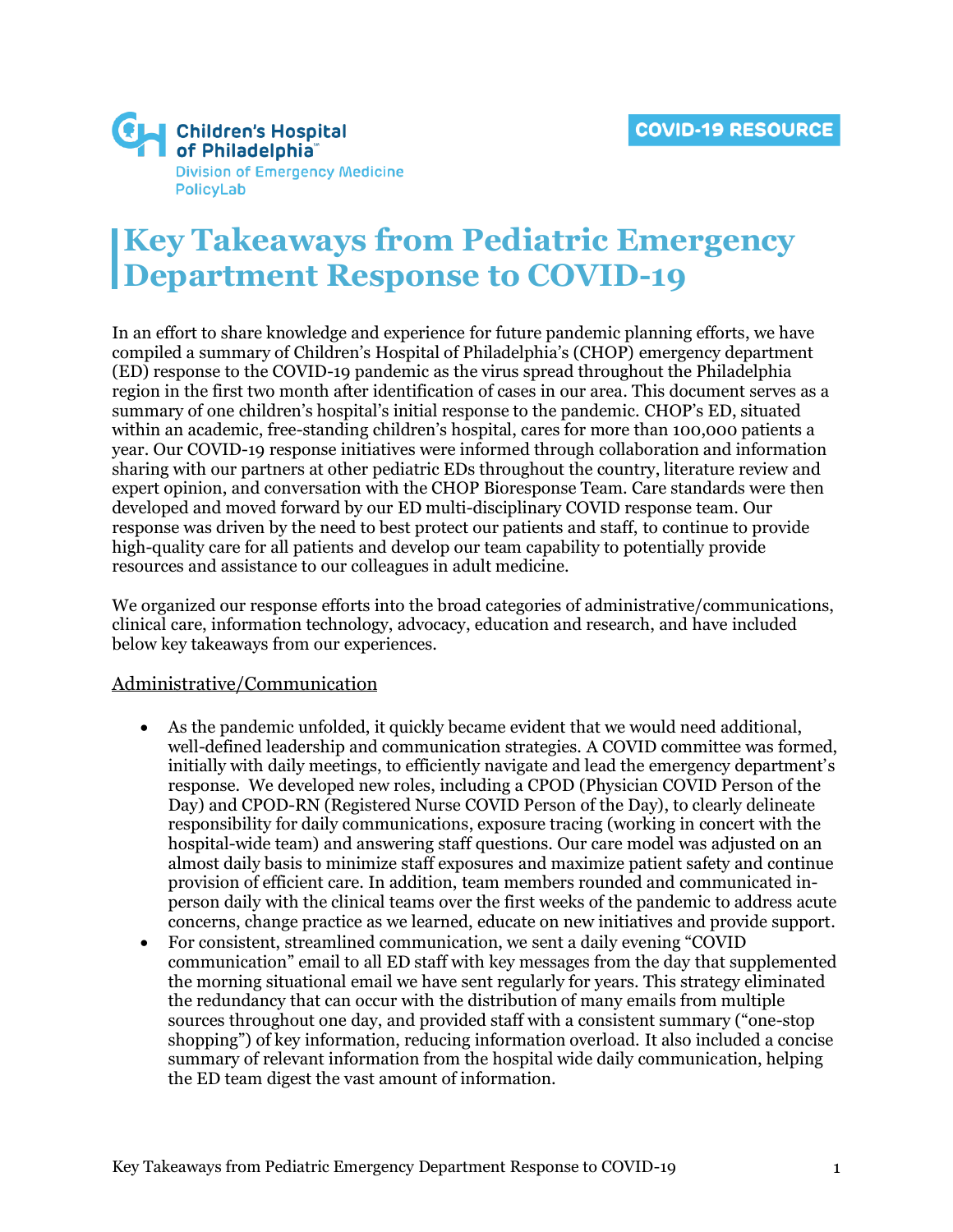Children's Hospital of Philadelphia
Division of Emergency Medicine
PolicyLab

COVID-19 RESOURCE

# Key Takeaways from Pediatric Emergency Department Response to COVID-19

In an effort to share knowledge and experience for future pandemic planning efforts, we have compiled a summary of Children's Hospital of Philadelphia's (CHOP) emergency department (ED) response to the COVID-19 pandemic as the virus spread throughout the Philadelphia region in the first two month after identification of cases in our area. This document serves as a summary of one children's hospital's initial response to the pandemic. CHOP's ED, situated within an academic, free-standing children's hospital, cares for more than 100,000 patients a year. Our COVID-19 response initiatives were informed through collaboration and information sharing with our partners at other pediatric EDs throughout the country, literature review and expert opinion, and conversation with the CHOP Bioresponse Team. Care standards were then developed and moved forward by our ED multi-disciplinary COVID response team. Our response was driven by the need to best protect our patients and staff, to continue to provide high-quality care for all patients and develop our team capability to potentially provide resources and assistance to our colleagues in adult medicine.

We organized our response efforts into the broad categories of administrative/communications, clinical care, information technology, advocacy, education and research, and have included below key takeaways from our experiences.

## Administrative/Communication

- As the pandemic unfolded, it quickly became evident that we would need additional, well-defined leadership and communication strategies. A COVID committee was formed, initially with daily meetings, to efficiently navigate and lead the emergency department's response. We developed new roles, including a CPOD (Physician COVID Person of the Day) and CPOD-RN (Registered Nurse COVID Person of the Day), to clearly delineate responsibility for daily communications, exposure tracing (working in concert with the hospital-wide team) and answering staff questions. Our care model was adjusted on an almost daily basis to minimize staff exposures and maximize patient safety and continue provision of efficient care. In addition, team members rounded and communicated in-person daily with the clinical teams over the first weeks of the pandemic to address acute concerns, change practice as we learned, educate on new initiatives and provide support.
- For consistent, streamlined communication, we sent a daily evening "COVID communication" email to all ED staff with key messages from the day that supplemented the morning situational email we have sent regularly for years. This strategy eliminated the redundancy that can occur with the distribution of many emails from multiple sources throughout one day, and provided staff with a consistent summary ("one-stop shopping") of key information, reducing information overload. It also included a concise summary of relevant information from the hospital wide daily communication, helping the ED team digest the vast amount of information.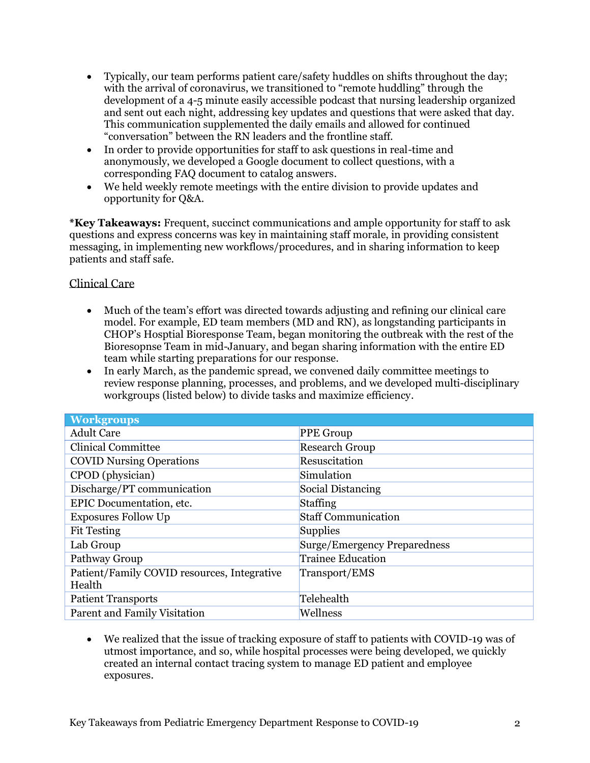- Typically, our team performs patient care/safety huddles on shifts throughout the day; with the arrival of coronavirus, we transitioned to "remote huddling" through the development of a 4-5 minute easily accessible podcast that nursing leadership organized and sent out each night, addressing key updates and questions that were asked that day. This communication supplemented the daily emails and allowed for continued "conversation" between the RN leaders and the frontline staff.
- In order to provide opportunities for staff to ask questions in real-time and anonymously, we developed a Google document to collect questions, with a corresponding FAQ document to catalog answers.
- We held weekly remote meetings with the entire division to provide updates and opportunity for Q&A.

***Key Takeaways:** Frequent, succinct communications and ample opportunity for staff to ask questions and express concerns was key in maintaining staff morale, in providing consistent messaging, in implementing new workflows/procedures, and in sharing information to keep patients and staff safe.

<u>Clinical Care</u>

- Much of the team's effort was directed towards adjusting and refining our clinical care model. For example, ED team members (MD and RN), as longstanding participants in CHOP's Hosptial Bioresponse Team, began monitoring the outbreak with the rest of the Bioresopnse Team in mid-January, and began sharing information with the entire ED team while starting preparations for our response.
- In early March, as the pandemic spread, we convened daily committee meetings to review response planning, processes, and problems, and we developed multi-disciplinary workgroups (listed below) to divide tasks and maximize efficiency.

| Workgroups | |
|---|---|
| Adult Care | PPE Group |
| Clinical Committee | Research Group |
| COVID Nursing Operations | Resuscitation |
| CPOD (physician) | Simulation |
| Discharge/PT communication | Social Distancing |
| EPIC Documentation, etc. | Staffing |
| Exposures Follow Up | Staff Communication |
| Fit Testing | Supplies |
| Lab Group | Surge/Emergency Preparedness |
| Pathway Group | Trainee Education |
| Patient/Family COVID resources, Integrative Health | Transport/EMS |
| Patient Transports | Telehealth |
| Parent and Family Visitation | Wellness |

- We realized that the issue of tracking exposure of staff to patients with COVID-19 was of utmost importance, and so, while hospital processes were being developed, we quickly created an internal contact tracing system to manage ED patient and employee exposures.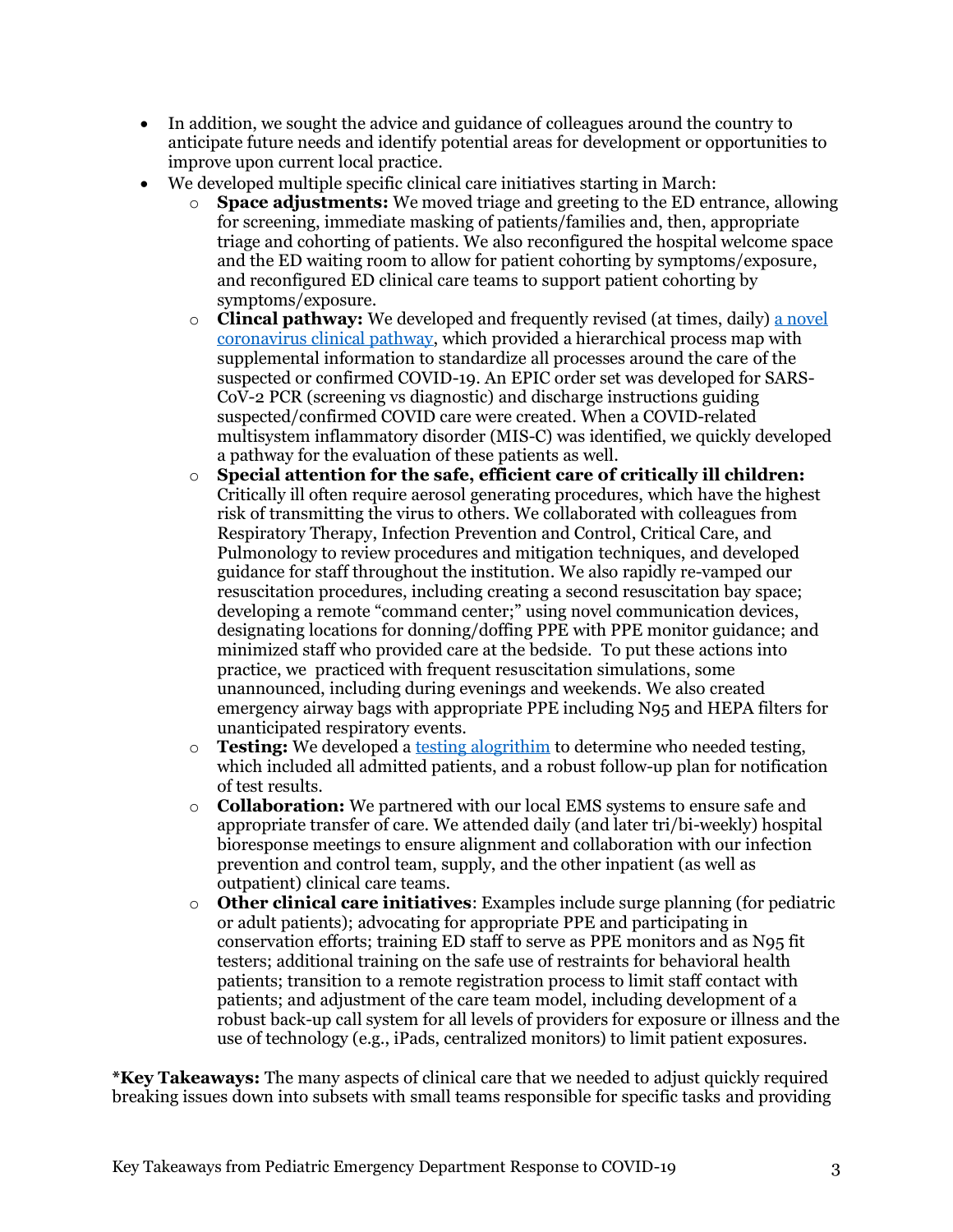- In addition, we sought the advice and guidance of colleagues around the country to anticipate future needs and identify potential areas for development or opportunities to improve upon current local practice.
- We developed multiple specific clinical care initiatives starting in March:
    - **Space adjustments:** We moved triage and greeting to the ED entrance, allowing for screening, immediate masking of patients/families and, then, appropriate triage and cohorting of patients. We also reconfigured the hospital welcome space and the ED waiting room to allow for patient cohorting by symptoms/exposure, and reconfigured ED clinical care teams to support patient cohorting by symptoms/exposure.
    - **Clincal pathway:** We developed and frequently revised (at times, daily) [a novel coronavirus clinical pathway](), which provided a hierarchical process map with supplemental information to standardize all processes around the care of the suspected or confirmed COVID-19. An EPIC order set was developed for SARS-CoV-2 PCR (screening vs diagnostic) and discharge instructions guiding suspected/confirmed COVID care were created. When a COVID-related multisystem inflammatory disorder (MIS-C) was identified, we quickly developed a pathway for the evaluation of these patients as well.
    - **Special attention for the safe, efficient care of critically ill children:** Critically ill often require aerosol generating procedures, which have the highest risk of transmitting the virus to others. We collaborated with colleagues from Respiratory Therapy, Infection Prevention and Control, Critical Care, and Pulmonology to review procedures and mitigation techniques, and developed guidance for staff throughout the institution. We also rapidly re-vamped our resuscitation procedures, including creating a second resuscitation bay space; developing a remote "command center;" using novel communication devices, designating locations for donning/doffing PPE with PPE monitor guidance; and minimized staff who provided care at the bedside. To put these actions into practice, we practiced with frequent resuscitation simulations, some unannounced, including during evenings and weekends. We also created emergency airway bags with appropriate PPE including N95 and HEPA filters for unanticipated respiratory events.
    - **Testing:** We developed a [testing alogrithim]() to determine who needed testing, which included all admitted patients, and a robust follow-up plan for notification of test results.
    - **Collaboration:** We partnered with our local EMS systems to ensure safe and appropriate transfer of care. We attended daily (and later tri/bi-weekly) hospital bioresponse meetings to ensure alignment and collaboration with our infection prevention and control team, supply, and the other inpatient (as well as outpatient) clinical care teams.
    - **Other clinical care initiatives**: Examples include surge planning (for pediatric or adult patients); advocating for appropriate PPE and participating in conservation efforts; training ED staff to serve as PPE monitors and as N95 fit testers; additional training on the safe use of restraints for behavioral health patients; transition to a remote registration process to limit staff contact with patients; and adjustment of the care team model, including development of a robust back-up call system for all levels of providers for exposure or illness and the use of technology (e.g., iPads, centralized monitors) to limit patient exposures.

***Key Takeaways:** The many aspects of clinical care that we needed to adjust quickly required breaking issues down into subsets with small teams responsible for specific tasks and providing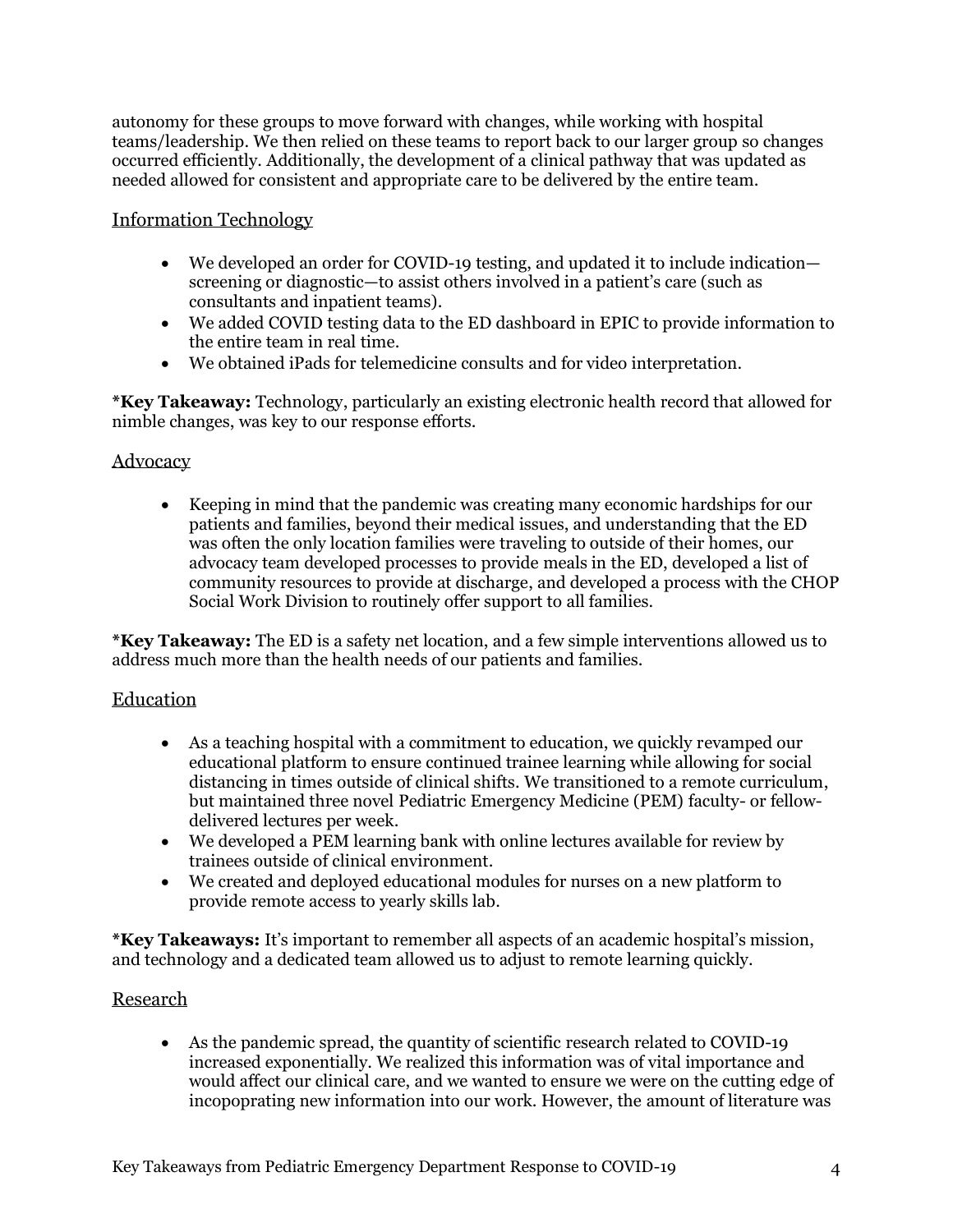autonomy for these groups to move forward with changes, while working with hospital teams/leadership. We then relied on these teams to report back to our larger group so changes occurred efficiently. Additionally, the development of a clinical pathway that was updated as needed allowed for consistent and appropriate care to be delivered by the entire team.

## Information Technology

- We developed an order for COVID-19 testing, and updated it to include indication—screening or diagnostic—to assist others involved in a patient's care (such as consultants and inpatient teams).
- We added COVID testing data to the ED dashboard in EPIC to provide information to the entire team in real time.
- We obtained iPads for telemedicine consults and for video interpretation.

**\*Key Takeaway:** Technology, particularly an existing electronic health record that allowed for nimble changes, was key to our response efforts.

## Advocacy

- Keeping in mind that the pandemic was creating many economic hardships for our patients and families, beyond their medical issues, and understanding that the ED was often the only location families were traveling to outside of their homes, our advocacy team developed processes to provide meals in the ED, developed a list of community resources to provide at discharge, and developed a process with the CHOP Social Work Division to routinely offer support to all families.

**\*Key Takeaway:** The ED is a safety net location, and a few simple interventions allowed us to address much more than the health needs of our patients and families.

## Education

- As a teaching hospital with a commitment to education, we quickly revamped our educational platform to ensure continued trainee learning while allowing for social distancing in times outside of clinical shifts. We transitioned to a remote curriculum, but maintained three novel Pediatric Emergency Medicine (PEM) faculty- or fellow-delivered lectures per week.
- We developed a PEM learning bank with online lectures available for review by trainees outside of clinical environment.
- We created and deployed educational modules for nurses on a new platform to provide remote access to yearly skills lab.

**\*Key Takeaways:** It's important to remember all aspects of an academic hospital's mission, and technology and a dedicated team allowed us to adjust to remote learning quickly.

## Research

- As the pandemic spread, the quantity of scientific research related to COVID-19 increased exponentially. We realized this information was of vital importance and would affect our clinical care, and we wanted to ensure we were on the cutting edge of incopoprating new information into our work. However, the amount of literature was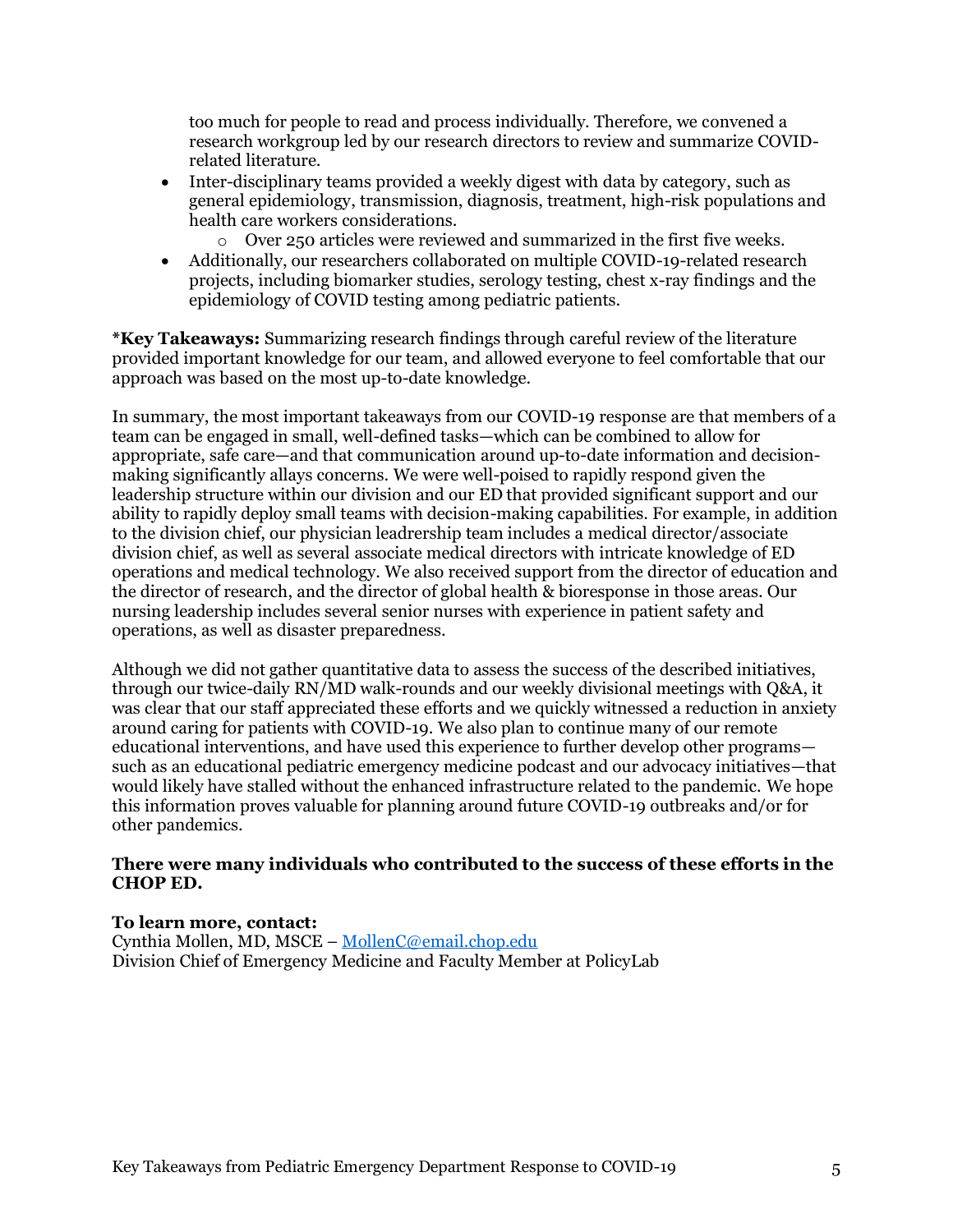too much for people to read and process individually. Therefore, we convened a research workgroup led by our research directors to review and summarize COVID-related literature.

- Inter-disciplinary teams provided a weekly digest with data by category, such as general epidemiology, transmission, diagnosis, treatment, high-risk populations and health care workers considerations.
    - Over 250 articles were reviewed and summarized in the first five weeks.
- Additionally, our researchers collaborated on multiple COVID-19-related research projects, including biomarker studies, serology testing, chest x-ray findings and the epidemiology of COVID testing among pediatric patients.

***Key Takeaways:** Summarizing research findings through careful review of the literature provided important knowledge for our team, and allowed everyone to feel comfortable that our approach was based on the most up-to-date knowledge.

In summary, the most important takeaways from our COVID-19 response are that members of a team can be engaged in small, well-defined tasks—which can be combined to allow for appropriate, safe care—and that communication around up-to-date information and decision-making significantly allays concerns. We were well-poised to rapidly respond given the leadership structure within our division and our ED that provided significant support and our ability to rapidly deploy small teams with decision-making capabilities. For example, in addition to the division chief, our physician leadrership team includes a medical director/associate division chief, as well as several associate medical directors with intricate knowledge of ED operations and medical technology. We also received support from the director of education and the director of research, and the director of global health & bioresponse in those areas. Our nursing leadership includes several senior nurses with experience in patient safety and operations, as well as disaster preparedness.

Although we did not gather quantitative data to assess the success of the described initiatives, through our twice-daily RN/MD walk-rounds and our weekly divisional meetings with Q&A, it was clear that our staff appreciated these efforts and we quickly witnessed a reduction in anxiety around caring for patients with COVID-19. We also plan to continue many of our remote educational interventions, and have used this experience to further develop other programs—such as an educational pediatric emergency medicine podcast and our advocacy initiatives—that would likely have stalled without the enhanced infrastructure related to the pandemic. We hope this information proves valuable for planning around future COVID-19 outbreaks and/or for other pandemics.

**There were many individuals who contributed to the success of these efforts in the CHOP ED.**

**To learn more, contact:**
Cynthia Mollen, MD, MSCE – [MollenC@email.chop.edu](mailto:MollenC@email.chop.edu)
Division Chief of Emergency Medicine and Faculty Member at PolicyLab